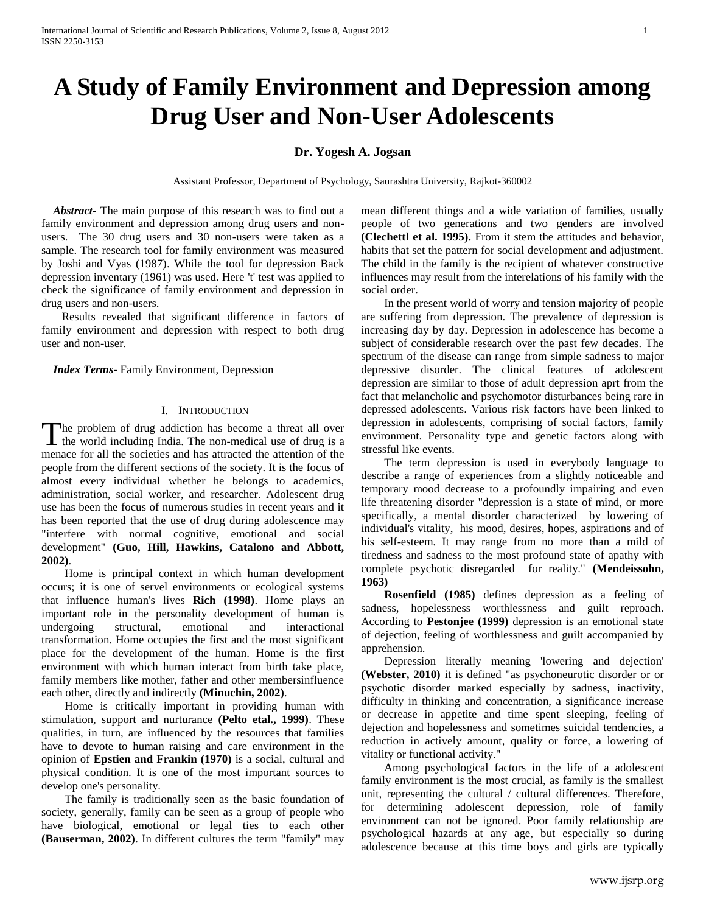# A Study of Family Environment and Depression among Drug User and Non-User Adolescents

**Dr. Yogesh A. Jogsan**

Assistant Professor, Department of Psychology, Saurashtra University, Rajkot-360002

***Abstract*-** The main purpose of this research was to find out a family environment and depression among drug users and non-users. The 30 drug users and 30 non-users were taken as a sample. The research tool for family environment was measured by Joshi and Vyas (1987). While the tool for depression Back depression inventary (1961) was used. Here 't' test was applied to check the significance of family environment and depression in drug users and non-users.

Results revealed that significant difference in factors of family environment and depression with respect to both drug user and non-user.

***Index Terms*-** Family Environment, Depression

## I. Introduction

The problem of drug addiction has become a threat all over the world including India. The non-medical use of drug is a menace for all the societies and has attracted the attention of the people from the different sections of the society. It is the focus of almost every individual whether he belongs to academics, administration, social worker, and researcher. Adolescent drug use has been the focus of numerous studies in recent years and it has been reported that the use of drug during adolescence may "interfere with normal cognitive, emotional and social development" **(Guo, Hill, Hawkins, Catalono and Abbott, 2002)**.

Home is principal context in which human development occurs; it is one of servel environments or ecological systems that influence human's lives **Rich (1998)**. Home plays an important role in the personality development of human is undergoing structural, emotional and interactional transformation. Home occupies the first and the most significant place for the development of the human. Home is the first environment with which human interact from birth take place, family members like mother, father and other membersinfluence each other, directly and indirectly **(Minuchin, 2002)**.

Home is critically important in providing human with stimulation, support and nurturance **(Pelto etal., 1999)**. These qualities, in turn, are influenced by the resources that families have to devote to human raising and care environment in the opinion of **Epstien and Frankin (1970)** is a social, cultural and physical condition. It is one of the most important sources to develop one's personality.

The family is traditionally seen as the basic foundation of society, generally, family can be seen as a group of people who have biological, emotional or legal ties to each other **(Bauserman, 2002)**. In different cultures the term "family" may mean different things and a wide variation of families, usually people of two generations and two genders are involved **(Clechettl et al. 1995).** From it stem the attitudes and behavior, habits that set the pattern for social development and adjustment. The child in the family is the recipient of whatever constructive influences may result from the interelations of his family with the social order.

In the present world of worry and tension majority of people are suffering from depression. The prevalence of depression is increasing day by day. Depression in adolescence has become a subject of considerable research over the past few decades. The spectrum of the disease can range from simple sadness to major depressive disorder. The clinical features of adolescent depression are similar to those of adult depression aprt from the fact that melancholic and psychomotor disturbances being rare in depressed adolescents. Various risk factors have been linked to depression in adolescents, comprising of social factors, family environment. Personality type and genetic factors along with stressful like events.

The term depression is used in everybody language to describe a range of experiences from a slightly noticeable and temporary mood decrease to a profoundly impairing and even life threatening disorder "depression is a state of mind, or more specifically, a mental disorder characterized by lowering of individual's vitality, his mood, desires, hopes, aspirations and of his self-esteem. It may range from no more than a mild of tiredness and sadness to the most profound state of apathy with complete psychotic disregarded for reality." **(Mendeissohn, 1963)**

**Rosenfield (1985)** defines depression as a feeling of sadness, hopelessness worthlessness and guilt reproach. According to **Pestonjee (1999)** depression is an emotional state of dejection, feeling of worthlessness and guilt accompanied by apprehension.

Depression literally meaning 'lowering and dejection' **(Webster, 2010)** it is defined "as psychoneurotic disorder or or psychotic disorder marked especially by sadness, inactivity, difficulty in thinking and concentration, a significance increase or decrease in appetite and time spent sleeping, feeling of dejection and hopelessness and sometimes suicidal tendencies, a reduction in actively amount, quality or force, a lowering of vitality or functional activity."

Among psychological factors in the life of a adolescent family environment is the most crucial, as family is the smallest unit, representing the cultural / cultural differences. Therefore, for determining adolescent depression, role of family environment can not be ignored. Poor family relationship are psychological hazards at any age, but especially so during adolescence because at this time boys and girls are typically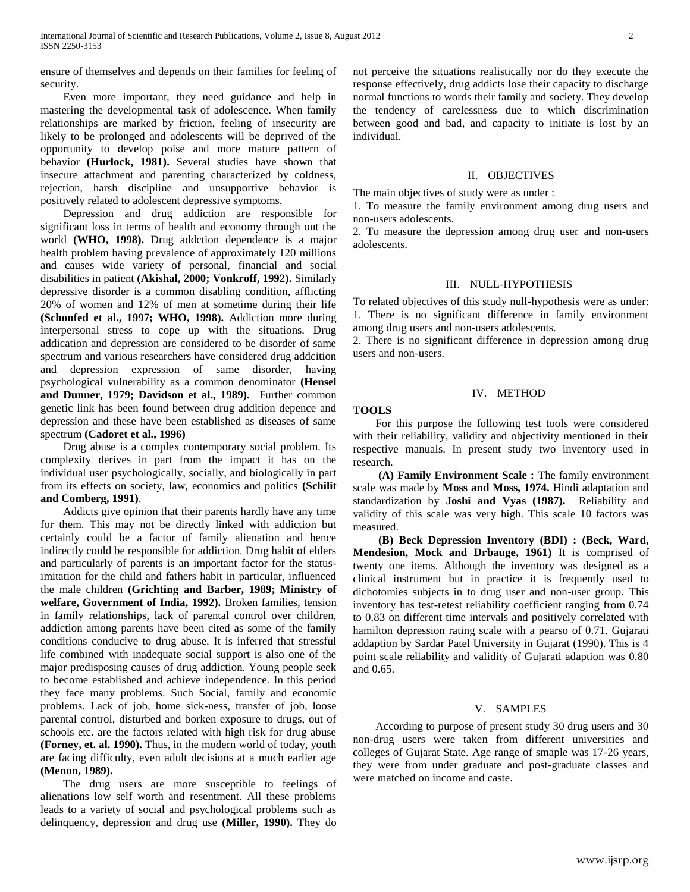ensure of themselves and depends on their families for feeling of security.

Even more important, they need guidance and help in mastering the developmental task of adolescence. When family relationships are marked by friction, feeling of insecurity are likely to be prolonged and adolescents will be deprived of the opportunity to develop poise and more mature pattern of behavior **(Hurlock, 1981).** Several studies have shown that insecure attachment and parenting characterized by coldness, rejection, harsh discipline and unsupportive behavior is positively related to adolescent depressive symptoms.

Depression and drug addiction are responsible for significant loss in terms of health and economy through out the world **(WHO, 1998).** Drug addction dependence is a major health problem having prevalence of approximately 120 millions and causes wide variety of personal, financial and social disabilities in patient **(Akishal, 2000; Vonkroff, 1992).** Similarly depressive disorder is a common disabling condition, afflicting 20% of women and 12% of men at sometime during their life **(Schonfed et al., 1997; WHO, 1998).** Addiction more during interpersonal stress to cope up with the situations. Drug addication and depression are considered to be disorder of same spectrum and various researchers have considered drug addcition and depression expression of same disorder, having psychological vulnerability as a common denominator **(Hensel and Dunner, 1979; Davidson et al., 1989).** Further common genetic link has been found between drug addition depence and depression and these have been established as diseases of same spectrum **(Cadoret et al., 1996)**

Drug abuse is a complex contemporary social problem. Its complexity derives in part from the impact it has on the individual user psychologically, socially, and biologically in part from its effects on society, law, economics and politics **(Schilit and Comberg, 1991)**.

Addicts give opinion that their parents hardly have any time for them. This may not be directly linked with addiction but certainly could be a factor of family alienation and hence indirectly could be responsible for addiction. Drug habit of elders and particularly of parents is an important factor for the status-imitation for the child and fathers habit in particular, influenced the male children **(Grichting and Barber, 1989; Ministry of welfare, Government of India, 1992).** Broken families, tension in family relationships, lack of parental control over children, addiction among parents have been cited as some of the family conditions conducive to drug abuse. It is inferred that stressful life combined with inadequate social support is also one of the major predisposing causes of drug addiction. Young people seek to become established and achieve independence. In this period they face many problems. Such Social, family and economic problems. Lack of job, home sick-ness, transfer of job, loose parental control, disturbed and borken exposure to drugs, out of schools etc. are the factors related with high risk for drug abuse **(Forney, et. al. 1990).** Thus, in the modern world of today, youth are facing difficulty, even adult decisions at a much earlier age **(Menon, 1989).**

The drug users are more susceptible to feelings of alienations low self worth and resentment. All these problems leads to a variety of social and psychological problems such as delinquency, depression and drug use **(Miller, 1990).** They do not perceive the situations realistically nor do they execute the response effectively, drug addicts lose their capacity to discharge normal functions to words their family and society. They develop the tendency of carelessness due to which discrimination between good and bad, and capacity to initiate is lost by an individual.

## II. OBJECTIVES

The main objectives of study were as under :

1. To measure the family environment among drug users and non-users adolescents.
2. To measure the depression among drug user and non-users adolescents.

## III. NULL-HYPOTHESIS

To related objectives of this study null-hypothesis were as under:

1. There is no significant difference in family environment among drug users and non-users adolescents.
2. There is no significant difference in depression among drug users and non-users.

## IV. METHOD

**TOOLS**

For this purpose the following test tools were considered with their reliability, validity and objectivity mentioned in their respective manuals. In present study two inventory used in research.

**(A) Family Environment Scale :** The family environment scale was made by **Moss and Moss, 1974.** Hindi adaptation and standardization by **Joshi and Vyas (1987).** Reliability and validity of this scale was very high. This scale 10 factors was measured.

**(B) Beck Depression Inventory (BDI) : (Beck, Ward, Mendesion, Mock and Drbauge, 1961)** It is comprised of twenty one items. Although the inventory was designed as a clinical instrument but in practice it is frequently used to dichotomies subjects in to drug user and non-user group. This inventory has test-retest reliability coefficient ranging from 0.74 to 0.83 on different time intervals and positively correlated with hamilton depression rating scale with a pearso of 0.71. Gujarati addaption by Sardar Patel University in Gujarat (1990). This is 4 point scale reliability and validity of Gujarati adaption was 0.80 and 0.65.

## V. SAMPLES

According to purpose of present study 30 drug users and 30 non-drug users were taken from different universities and colleges of Gujarat State. Age range of smaple was 17-26 years, they were from under graduate and post-graduate classes and were matched on income and caste.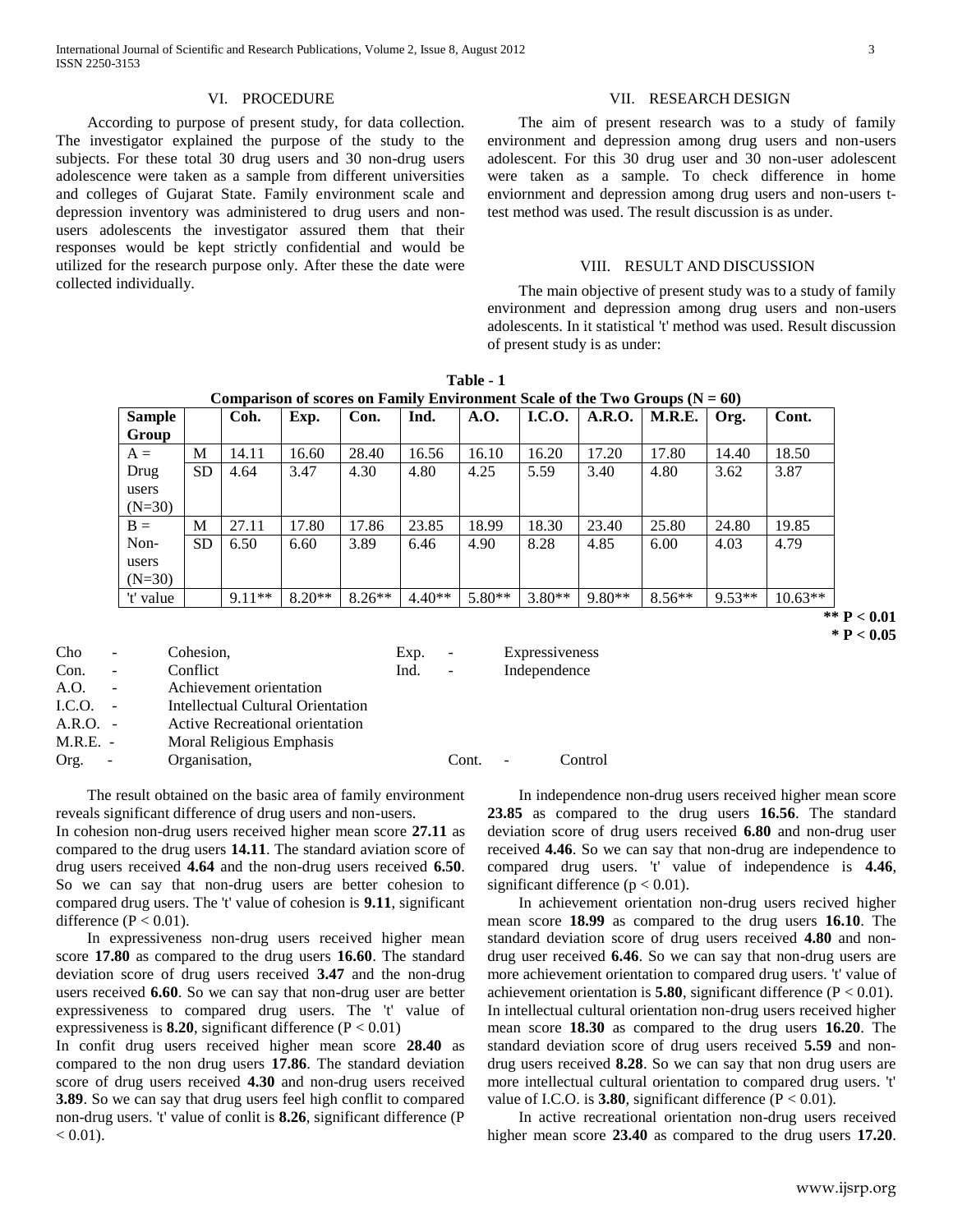## VI. PROCEDURE

According to purpose of present study, for data collection. The investigator explained the purpose of the study to the subjects. For these total 30 drug users and 30 non-drug users adolescence were taken as a sample from different universities and colleges of Gujarat State. Family environment scale and depression inventory was administered to drug users and non-users adolescents the investigator assured them that their responses would be kept strictly confidential and would be utilized for the research purpose only. After these the date were collected individually.

## VII. RESEARCH DESIGN

The aim of present research was to a study of family environment and depression among drug users and non-users adolescent. For this 30 drug user and 30 non-user adolescent were taken as a sample. To check difference in home enviornment and depression among drug users and non-users t-test method was used. The result discussion is as under.

## VIII. RESULT AND DISCUSSION

The main objective of present study was to a study of family environment and depression among drug users and non-users adolescents. In it statistical 't' method was used. Result discussion of present study is as under:

**Table - 1**
**Comparison of scores on Family Environment Scale of the Two Groups (N = 60)**

| Sample Group | | Coh. | Exp. | Con. | Ind. | A.O. | I.C.O. | A.R.O. | M.R.E. | Org. | Cont. |
|---|---|---|---|---|---|---|---|---|---|---|---|
| A = Drug users (N=30) | M | 14.11 | 16.60 | 28.40 | 16.56 | 16.10 | 16.20 | 17.20 | 17.80 | 14.40 | 18.50 |
| | SD | 4.64 | 3.47 | 4.30 | 4.80 | 4.25 | 5.59 | 3.40 | 4.80 | 3.62 | 3.87 |
| B = Non-users (N=30) | M | 27.11 | 17.80 | 17.86 | 23.85 | 18.99 | 18.30 | 23.40 | 25.80 | 24.80 | 19.85 |
| | SD | 6.50 | 6.60 | 3.89 | 6.46 | 4.90 | 8.28 | 4.85 | 6.00 | 4.03 | 4.79 |
| 't' value | | 9.11** | 8.20** | 8.26** | 4.40** | 5.80** | 3.80** | 9.80** | 8.56** | 9.53** | 10.63** |

** P < 0.01
* P < 0.05

Cho - Cohesion, Exp. - Expressiveness
Con. - Conflict Ind. - Independence
A.O. - Achievement orientation
I.C.O. - Intellectual Cultural Orientation
A.R.O. - Active Recreational orientation
M.R.E. - Moral Religious Emphasis
Org. - Organisation, Cont. - Control

The result obtained on the basic area of family environment reveals significant difference of drug users and non-users.
In cohesion non-drug users received higher mean score **27.11** as compared to the drug users **14.11**. The standard aviation score of drug users received **4.64** and the non-drug users received **6.50**. So we can say that non-drug users are better cohesion to compared drug users. The 't' value of cohesion is **9.11**, significant difference ($P < 0.01$).

In expressiveness non-drug users received higher mean score **17.80** as compared to the drug users **16.60**. The standard deviation score of drug users received **3.47** and the non-drug users received **6.60**. So we can say that non-drug user are better expressiveness to compared drug users. The 't' value of expressiveness is **8.20**, significant difference ($P < 0.01$)
In confit drug users received higher mean score **28.40** as compared to the non drug users **17.86**. The standard deviation score of drug users received **4.30** and non-drug users received **3.89**. So we can say that drug users feel high conflit to compared non-drug users. 't' value of conlit is **8.26**, significant difference ($P < 0.01$).

In independence non-drug users received higher mean score **23.85** as compared to the drug users **16.56**. The standard deviation score of drug users received **6.80** and non-drug user received **4.46**. So we can say that non-drug are independence to compared drug users. 't' value of independence is **4.46**, significant difference ($p < 0.01$).

In achievement orientation non-drug users recived higher mean score **18.99** as compared to the drug users **16.10**. The standard deviation score of drug users received **4.80** and non-drug user received **6.46**. So we can say that non-drug users are more achievement orientation to compared drug users. 't' value of achievement orientation is **5.80**, significant difference ($P < 0.01$).
In intellectual cultural orientation non-drug users received higher mean score **18.30** as compared to the drug users **16.20**. The standard deviation score of drug users received **5.59** and non-drug users received **8.28**. So we can say that non drug users are more intellectual cultural orientation to compared drug users. 't' value of I.C.O. is **3.80**, significant difference ($P < 0.01$).

In active recreational orientation non-drug users received higher mean score **23.40** as compared to the drug users **17.20**.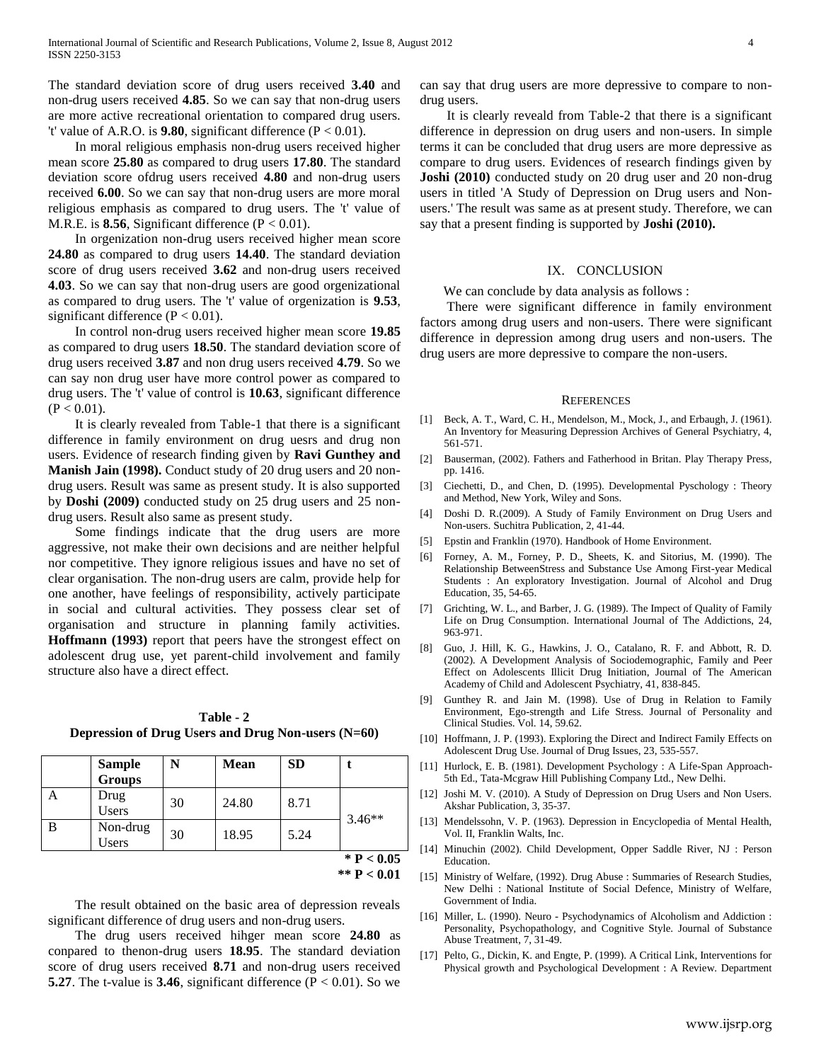The standard deviation score of drug users received **3.40** and non-drug users received **4.85**. So we can say that non-drug users are more active recreational orientation to compared drug users. 't' value of A.R.O. is **9.80**, significant difference ($P < 0.01$).

In moral religious emphasis non-drug users received higher mean score **25.80** as compared to drug users **17.80**. The standard deviation score ofdrug users received **4.80** and non-drug users received **6.00**. So we can say that non-drug users are more moral religious emphasis as compared to drug users. The 't' value of M.R.E. is **8.56**, Significant difference ($P < 0.01$).

In orgenization non-drug users received higher mean score **24.80** as compared to drug users **14.40**. The standard deviation score of drug users received **3.62** and non-drug users received **4.03**. So we can say that non-drug users are good orgenizational as compared to drug users. The 't' value of orgenization is **9.53**, significant difference ($P < 0.01$).

In control non-drug users received higher mean score **19.85** as compared to drug users **18.50**. The standard deviation score of drug users received **3.87** and non drug users received **4.79**. So we can say non drug user have more control power as compared to drug users. The 't' value of control is **10.63**, significant difference ($P < 0.01$).

It is clearly revealed from Table-1 that there is a significant difference in family environment on drug uesrs and drug non users. Evidence of research finding given by **Ravi Gunthey and Manish Jain (1998).** Conduct study of 20 drug users and 20 non-drug users. Result was same as present study. It is also supported by **Doshi (2009)** conducted study on 25 drug users and 25 non-drug users. Result also same as present study.

Some findings indicate that the drug users are more aggressive, not make their own decisions and are neither helpful nor competitive. They ignore religious issues and have no set of clear organisation. The non-drug users are calm, provide help for one another, have feelings of responsibility, actively participate in social and cultural activities. They possess clear set of organisation and structure in planning family activities. **Hoffmann (1993)** report that peers have the strongest effect on adolescent drug use, yet parent-child involvement and family structure also have a direct effect.

**Table - 2**
**Depression of Drug Users and Drug Non-users (N=60)**

| | Sample Groups | N | Mean | SD | t |
|---|---|---|---|---|---|
| A | Drug Users | 30 | 24.80 | 8.71 | 3.46** |
| B | Non-drug Users | 30 | 18.95 | 5.24 | |

**\* P < 0.05**
**\*\* P < 0.01**

The result obtained on the basic area of depression reveals significant difference of drug users and non-drug users.

The drug users received hihger mean score **24.80** as conpared to thenon-drug users **18.95**. The standard deviation score of drug users received **8.71** and non-drug users received **5.27**. The t-value is **3.46**, significant difference ($P < 0.01$). So we can say that drug users are more depressive to compare to non-drug users.

It is clearly reveald from Table-2 that there is a significant difference in depression on drug users and non-users. In simple terms it can be concluded that drug users are more depressive as compare to drug users. Evidences of research findings given by **Joshi (2010)** conducted study on 20 drug user and 20 non-drug users in titled 'A Study of Depression on Drug users and Non-users.' The result was same as at present study. Therefore, we can say that a present finding is supported by **Joshi (2010).**

## IX. CONCLUSION

We can conclude by data analysis as follows :

There were significant difference in family environment factors among drug users and non-users. There were significant difference in depression among drug users and non-users. The drug users are more depressive to compare the non-users.

## REFERENCES

[1] Beck, A. T., Ward, C. H., Mendelson, M., Mock, J., and Erbaugh, J. (1961). An Inventory for Measuring Depression Archives of General Psychiatry, 4, 561-571.

[2] Bauserman, (2002). Fathers and Fatherhood in Britan. Play Therapy Press, pp. 1416.

[3] Ciechetti, D., and Chen, D. (1995). Developmental Pyschology : Theory and Method, New York, Wiley and Sons.

[4] Doshi D. R.(2009). A Study of Family Environment on Drug Users and Non-users. Suchitra Publication, 2, 41-44.

[5] Epstin and Franklin (1970). Handbook of Home Environment.

[6] Forney, A. M., Forney, P. D., Sheets, K. and Sitorius, M. (1990). The Relationship BetweenStress and Substance Use Among First-year Medical Students : An exploratory Investigation. Journal of Alcohol and Drug Education, 35, 54-65.

[7] Grichting, W. L., and Barber, J. G. (1989). The Impect of Quality of Family Life on Drug Consumption. International Journal of The Addictions, 24, 963-971.

[8] Guo, J. Hill, K. G., Hawkins, J. O., Catalano, R. F. and Abbott, R. D. (2002). A Development Analysis of Sociodemographic, Family and Peer Effect on Adolescents Illicit Drug Initiation, Journal of The American Academy of Child and Adolescent Psychiatry, 41, 838-845.

[9] Gunthey R. and Jain M. (1998). Use of Drug in Relation to Family Environment, Ego-strength and Life Stress. Journal of Personality and Clinical Studies. Vol. 14, 59.62.

[10] Hoffmann, J. P. (1993). Exploring the Direct and Indirect Family Effects on Adolescent Drug Use. Journal of Drug Issues, 23, 535-557.

[11] Hurlock, E. B. (1981). Development Psychology : A Life-Span Approach- 5th Ed., Tata-Mcgraw Hill Publishing Company Ltd., New Delhi.

[12] Joshi M. V. (2010). A Study of Depression on Drug Users and Non Users. Akshar Publication, 3, 35-37.

[13] Mendelssohn, V. P. (1963). Depression in Encyclopedia of Mental Health, Vol. II, Franklin Walts, Inc.

[14] Minuchin (2002). Child Development, Opper Saddle River, NJ : Person Education.

[15] Ministry of Welfare, (1992). Drug Abuse : Summaries of Research Studies, New Delhi : National Institute of Social Defence, Ministry of Welfare, Government of India.

[16] Miller, L. (1990). Neuro - Psychodynamics of Alcoholism and Addiction : Personality, Psychopathology, and Cognitive Style. Journal of Substance Abuse Treatment, 7, 31-49.

[17] Pelto, G., Dickin, K. and Engte, P. (1999). A Critical Link, Interventions for Physical growth and Psychological Development : A Review. Department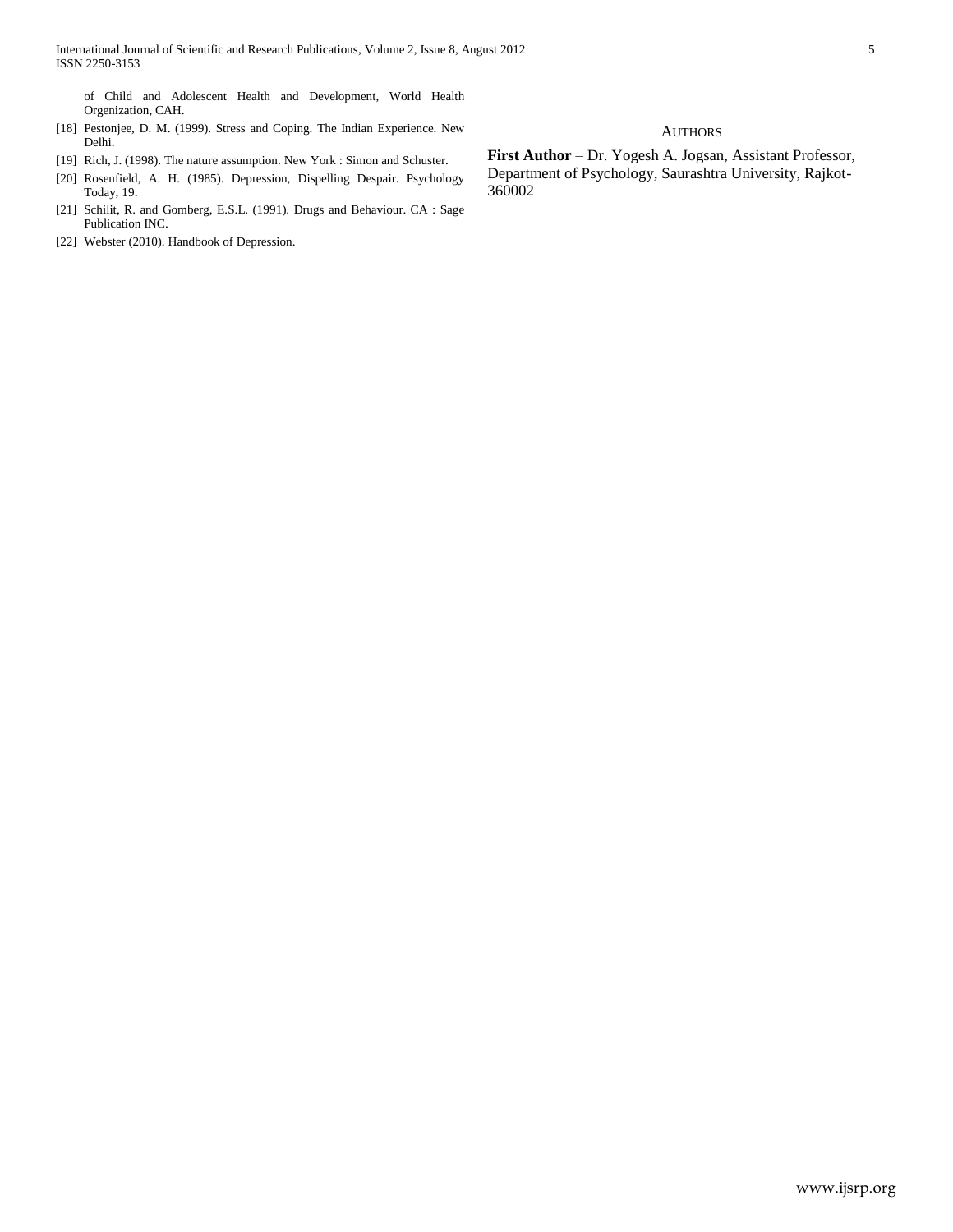of Child and Adolescent Health and Development, World Health Orgenization, CAH.

[18] Pestonjee, D. M. (1999). Stress and Coping. The Indian Experience. New Delhi.

[19] Rich, J. (1998). The nature assumption. New York : Simon and Schuster.

[20] Rosenfield, A. H. (1985). Depression, Dispelling Despair. Psychology Today, 19.

[21] Schilit, R. and Gomberg, E.S.L. (1991). Drugs and Behaviour. CA : Sage Publication INC.

[22] Webster (2010). Handbook of Depression.

## Authors

**First Author** – Dr. Yogesh A. Jogsan, Assistant Professor, Department of Psychology, Saurashtra University, Rajkot-360002